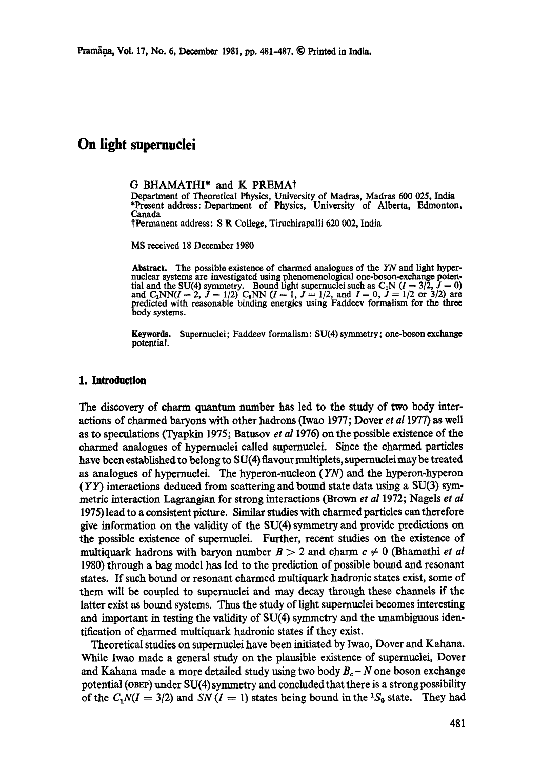# On light supernuclei

G BHAMATHI* and K PREMA†

Department of Theoretical Physics, University of Madras, Madras 600 025, India
*Present address: Department of Physics, University of Alberta, Edmonton, Canada
†Permanent address: S R College, Tiruchirapalli 620 002, India

MS received 18 December 1980

**Abstract.** The possible existence of charmed analogues of the $YN$ and light hypernuclear systems are investigated using phenomenological one-boson-exchange potential and the SU(4) symmetry. Bound light supernuclei such as $C_1N$ ($I = 3/2$, $J = 0$) and $C_1NN$($I = 2$, $J = 1/2$) $C_0NN$ ($I = 1$, $J = 1/2$, and $I = 0$, $J = 1/2$ or $3/2$) are predicted with reasonable binding energies using Faddeev formalism for the three body systems.

**Keywords.** Supernuclei; Faddeev formalism: SU(4) symmetry; one-boson exchange potential.

## 1. Introduction

The discovery of charm quantum number has led to the study of two body interactions of charmed baryons with other hadrons (Iwao 1977; Dover *et al* 1977) as well as to speculations (Tyapkin 1975; Batusov *et al* 1976) on the possible existence of the charmed analogues of hypernuclei called supernuclei. Since the charmed particles have been established to belong to SU(4) flavour multiplets, supernuclei may be treated as analogues of hypernuclei. The hyperon-nucleon ($YN$) and the hyperon-hyperon ($YY$) interactions deduced from scattering and bound state data using a SU(3) symmetric interaction Lagrangian for strong interactions (Brown *et al* 1972; Nagels *et al* 1975) lead to a consistent picture. Similar studies with charmed particles can therefore give information on the validity of the SU(4) symmetry and provide predictions on the possible existence of supernuclei. Further, recent studies on the existence of multiquark hadrons with baryon number $B > 2$ and charm $c \neq 0$ (Bhamathi *et al* 1980) through a bag model has led to the prediction of possible bound and resonant states. If such bound or resonant charmed multiquark hadronic states exist, some of them will be coupled to supernuclei and may decay through these channels if the latter exist as bound systems. Thus the study of light supernuclei becomes interesting and important in testing the validity of SU(4) symmetry and the unambiguous identification of charmed multiquark hadronic states if they exist.

Theoretical studies on supernuclei have been initiated by Iwao, Dover and Kahana. While Iwao made a general study on the plausible existence of supernuclei, Dover and Kahana made a more detailed study using two body $B_c - N$ one boson exchange potential (OBEP) under SU(4) symmetry and concluded that there is a strong possibility of the $C_1N(I = 3/2)$ and $SN$ ($I = 1$) states being bound in the $^1S_0$ state. They had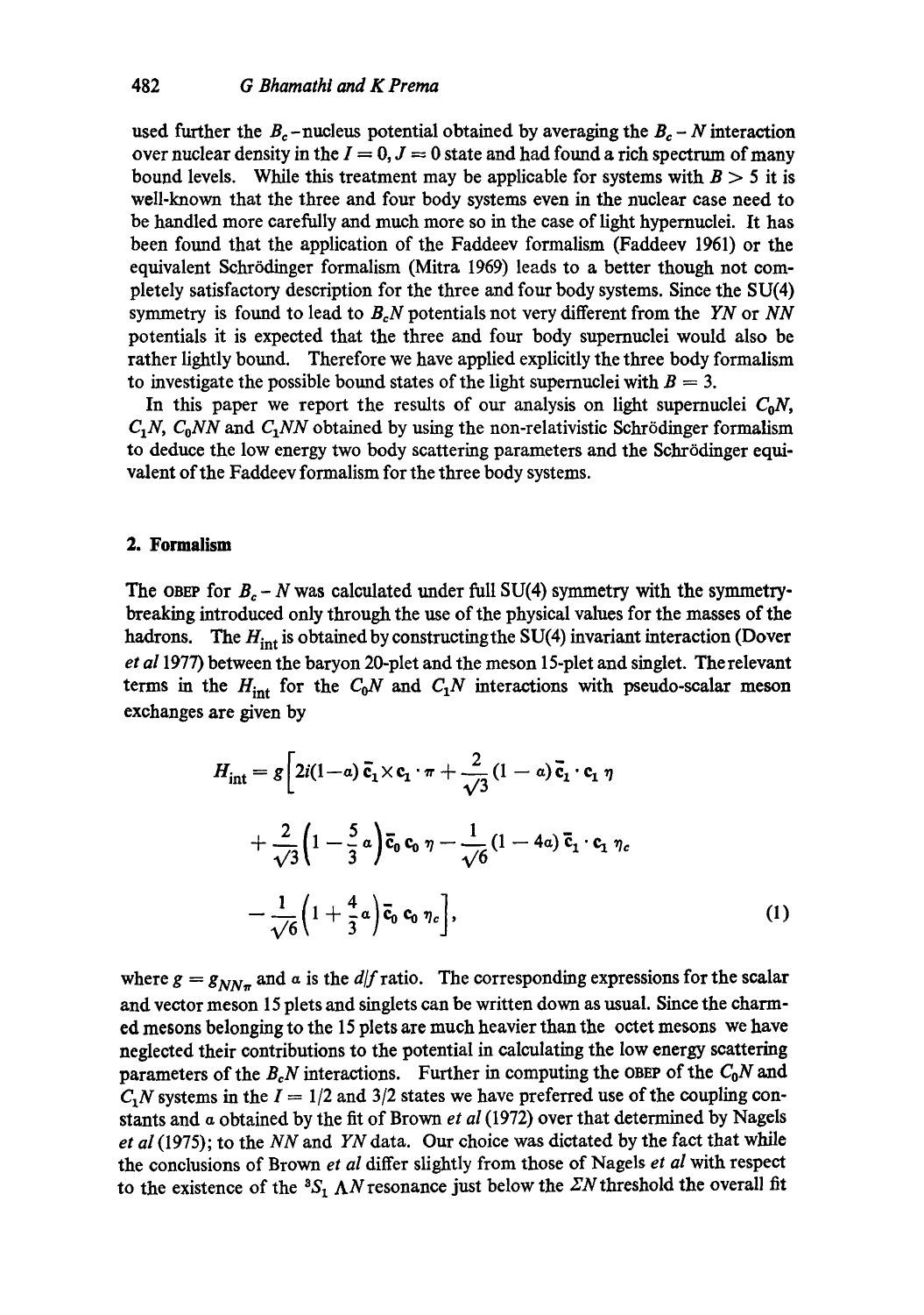used further the $B_c$-nucleus potential obtained by averaging the $B_c - N$ interaction over nuclear density in the $I = 0, J = 0$ state and had found a rich spectrum of many bound levels. While this treatment may be applicable for systems with $B > 5$ it is well-known that the three and four body systems even in the nuclear case need to be handled more carefully and much more so in the case of light hypernuclei. It has been found that the application of the Faddeev formalism (Faddeev 1961) or the equivalent Schrödinger formalism (Mitra 1969) leads to a better though not completely satisfactory description for the three and four body systems. Since the SU(4) symmetry is found to lead to $B_cN$ potentials not very different from the $YN$ or $NN$ potentials it is expected that the three and four body supernuclei would also be rather lightly bound. Therefore we have applied explicitly the three body formalism to investigate the possible bound states of the light supernuclei with $B = 3$.

In this paper we report the results of our analysis on light supernuclei $C_0N$, $C_1N$, $C_0NN$ and $C_1NN$ obtained by using the non-relativistic Schrödinger formalism to deduce the low energy two body scattering parameters and the Schrödinger equivalent of the Faddeev formalism for the three body systems.

## 2. Formalism

The OBEP for $B_c - N$ was calculated under full SU(4) symmetry with the symmetry-breaking introduced only through the use of the physical values for the masses of the hadrons. The $H_{\text{int}}$ is obtained by constructing the SU(4) invariant interaction (Dover *et al* 1977) between the baryon 20-plet and the meson 15-plet and singlet. The relevant terms in the $H_{\text{int}}$ for the $C_0N$ and $C_1N$ interactions with pseudo-scalar meson exchanges are given by

$$
\begin{aligned}
H_{\text{int}} = g\Big[ & 2i(1-\alpha)\,\bar{\mathbf{c}}_1 \times \mathbf{c}_1 \cdot \boldsymbol{\pi} + \frac{2}{\sqrt{3}}(1-\alpha)\,\bar{\mathbf{c}}_1 \cdot \mathbf{c}_1\,\eta \\
& + \frac{2}{\sqrt{3}}\left(1 - \frac{5}{3}\alpha\right)\bar{c}_0\, c_0\, \eta - \frac{1}{\sqrt{6}}(1-4\alpha)\,\bar{\mathbf{c}}_1 \cdot \mathbf{c}_1\, \eta_c \\
& - \frac{1}{\sqrt{6}}\left(1 + \frac{4}{3}\alpha\right)\bar{c}_0\, c_0\, \eta_c \Big],
\end{aligned} \tag{1}
$$

where $g = g_{NN\pi}$ and $\alpha$ is the $d/f$ ratio. The corresponding expressions for the scalar and vector meson 15 plets and singlets can be written down as usual. Since the charmed mesons belonging to the 15 plets are much heavier than the octet mesons we have neglected their contributions to the potential in calculating the low energy scattering parameters of the $B_cN$ interactions. Further in computing the OBEP of the $C_0N$ and $C_1N$ systems in the $I = 1/2$ and $3/2$ states we have preferred use of the coupling constants and $\alpha$ obtained by the fit of Brown *et al* (1972) over that determined by Nagels *et al* (1975); to the $NN$ and $YN$ data. Our choice was dictated by the fact that while the conclusions of Brown *et al* differ slightly from those of Nagels *et al* with respect to the existence of the ${}^3S_1$ $\Lambda N$ resonance just below the $\Sigma N$ threshold the overall fit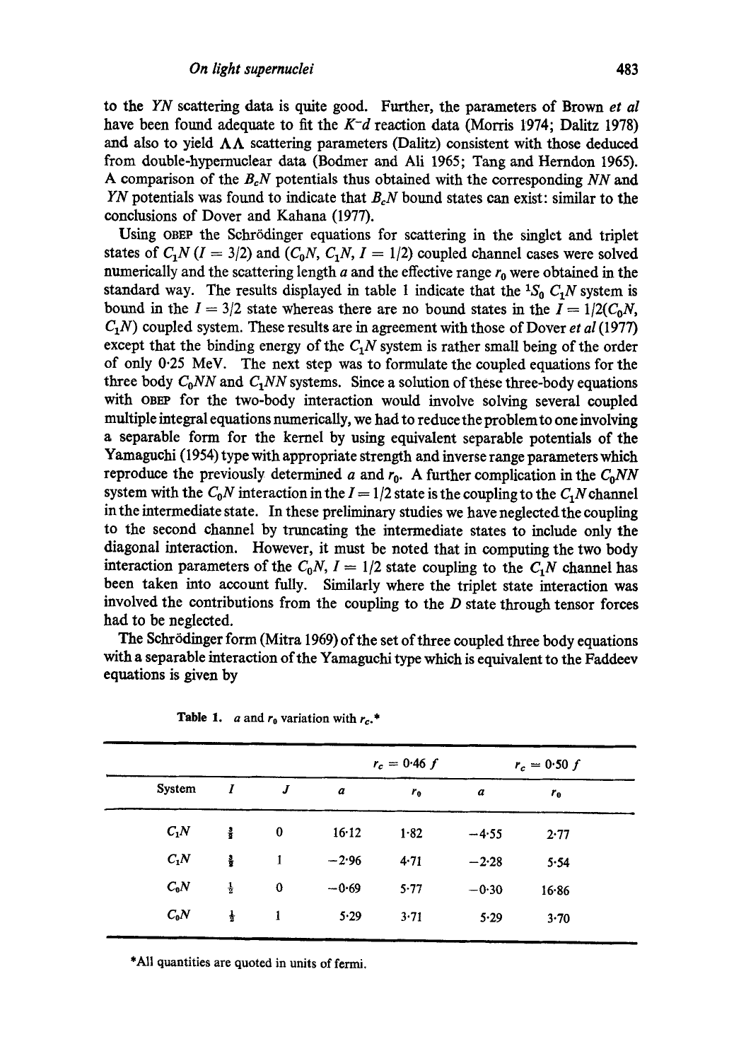to the $YN$ scattering data is quite good. Further, the parameters of Brown *et al* have been found adequate to fit the $K^{-}d$ reaction data (Morris 1974; Dalitz 1978) and also to yield $\Lambda\Lambda$ scattering parameters (Dalitz) consistent with those deduced from double-hypernuclear data (Bodmer and Ali 1965; Tang and Herndon 1965). A comparison of the $B_cN$ potentials thus obtained with the corresponding $NN$ and $YN$ potentials was found to indicate that $B_cN$ bound states can exist: similar to the conclusions of Dover and Kahana (1977).

Using OBEP the Schrödinger equations for scattering in the singlet and triplet states of $C_1N$ ($I = 3/2$) and ($C_0N$, $C_1N$, $I = 1/2$) coupled channel cases were solved numerically and the scattering length $a$ and the effective range $r_0$ were obtained in the standard way. The results displayed in table 1 indicate that the $^1S_0$ $C_1N$ system is bound in the $I = 3/2$ state whereas there are no bound states in the $I = 1/2(C_0N, C_1N)$ coupled system. These results are in agreement with those of Dover *et al* (1977) except that the binding energy of the $C_1N$ system is rather small being of the order of only 0·25 MeV. The next step was to formulate the coupled equations for the three body $C_0NN$ and $C_1NN$ systems. Since a solution of these three-body equations with OBEP for the two-body interaction would involve solving several coupled multiple integral equations numerically, we had to reduce the problem to one involving a separable form for the kernel by using equivalent separable potentials of the Yamaguchi (1954) type with appropriate strength and inverse range parameters which reproduce the previously determined $a$ and $r_0$. A further complication in the $C_0NN$ system with the $C_0N$ interaction in the $I = 1/2$ state is the coupling to the $C_1N$ channel in the intermediate state. In these preliminary studies we have neglected the coupling to the second channel by truncating the intermediate states to include only the diagonal interaction. However, it must be noted that in computing the two body interaction parameters of the $C_0N$, $I = 1/2$ state coupling to the $C_1N$ channel has been taken into account fully. Similarly where the triplet state interaction was involved the contributions from the coupling to the $D$ state through tensor forces had to be neglected.

The Schrödinger form (Mitra 1969) of the set of three coupled three body equations with a separable interaction of the Yamaguchi type which is equivalent to the Faddeev equations is given by

**Table 1.** $a$ and $r_0$ variation with $r_c$.*

| | | | $r_c = 0{\cdot}46\ f$ | | $r_c = 0{\cdot}50\ f$ | |
|---|---|---|---|---|---|---|
| System | $I$ | $J$ | $a$ | $r_0$ | $a$ | $r_0$ |
| $C_1N$ | $\frac{3}{2}$ | 0 | 16·12 | 1·82 | −4·55 | 2·77 |
| $C_1N$ | $\frac{3}{2}$ | 1 | −2·96 | 4·71 | −2·28 | 5·54 |
| $C_0N$ | $\frac{1}{2}$ | 0 | −0·69 | 5·77 | −0·30 | 16·86 |
| $C_0N$ | $\frac{1}{2}$ | 1 | 5·29 | 3·71 | 5·29 | 3·70 |

*All quantities are quoted in units of fermi.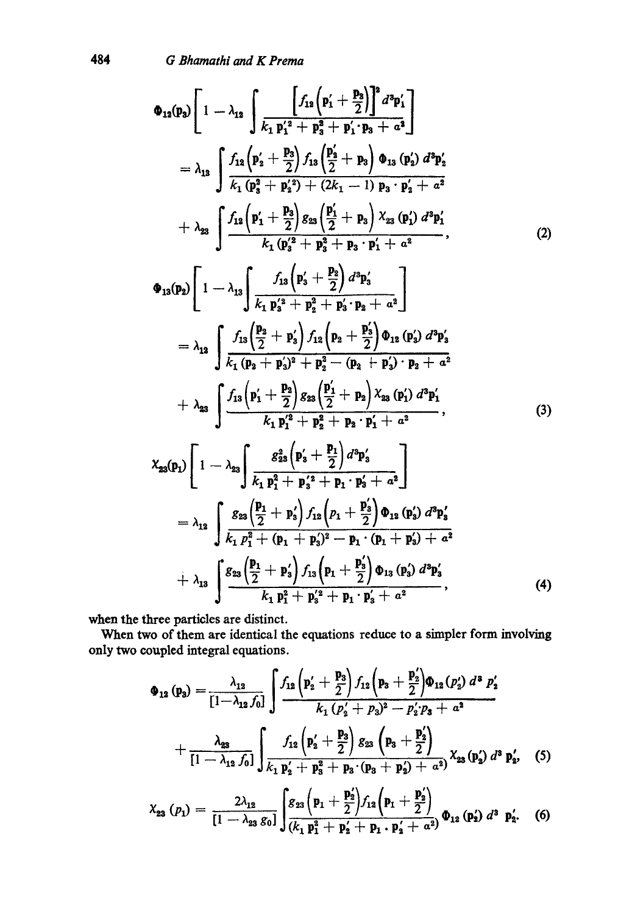$$\Phi_{12}(\mathbf{p}_3)\left[1-\lambda_{12}\int\frac{\left[f_{12}\left(\mathbf{p}_1'+\frac{\mathbf{p}_3}{2}\right)\right]^2 d^3\mathbf{p}_1'}{k_1\,\mathbf{p}_1'^2+\mathbf{p}_3^2+\mathbf{p}_1'\cdot\mathbf{p}_3+a^2}\right]$$

$$=\lambda_{13}\int\frac{f_{12}\left(\mathbf{p}_2'+\frac{\mathbf{p}_3}{2}\right)f_{13}\left(\frac{\mathbf{p}_2'}{2}+\mathbf{p}_3\right)\Phi_{13}(\mathbf{p}_2')\,d^3\mathbf{p}_2'}{k_1(\mathbf{p}_3^2+\mathbf{p}_2'^2)+(2k_1-1)\,\mathbf{p}_3\cdot\mathbf{p}_2'+a^2}$$

$$+\lambda_{23}\int\frac{f_{12}\left(\mathbf{p}_1'+\frac{\mathbf{p}_3}{2}\right)g_{23}\left(\frac{\mathbf{p}_1'}{2}+\mathbf{p}_3\right)\chi_{23}(\mathbf{p}_1')\,d^3\mathbf{p}_1'}{k_1(\mathbf{p}_1'^2+\mathbf{p}_3^2+\mathbf{p}_3\cdot\mathbf{p}_1'+a^2}, \tag{2}$$

$$\Phi_{13}(\mathbf{p}_2)\left[1-\lambda_{13}\int\frac{f_{13}\left(\mathbf{p}_3'+\frac{\mathbf{p}_2}{2}\right)d^3\mathbf{p}_3'}{k_1\,\mathbf{p}_3'^2+\mathbf{p}_2^2+\mathbf{p}_3'\cdot\mathbf{p}_2+a^2}\right]$$

$$=\lambda_{12}\int\frac{f_{13}\left(\frac{\mathbf{p}_2}{2}+\mathbf{p}_3'\right)f_{12}\left(\mathbf{p}_2+\frac{\mathbf{p}_3'}{2}\right)\Phi_{12}(\mathbf{p}_3')\,d^3\mathbf{p}_3'}{k_1(\mathbf{p}_2+\mathbf{p}_3')^2+\mathbf{p}_2^2-(\mathbf{p}_2+\mathbf{p}_3')\cdot\mathbf{p}_2+a^2}$$

$$+\lambda_{23}\int\frac{f_{13}\left(\mathbf{p}_1'+\frac{\mathbf{p}_2}{2}\right)g_{23}\left(\frac{\mathbf{p}_1'}{2}+\mathbf{p}_2\right)\chi_{23}(\mathbf{p}_1')\,d^3\mathbf{p}_1'}{k_1\,\mathbf{p}_1'^2+\mathbf{p}_2^2+\mathbf{p}_2\cdot\mathbf{p}_1'+a^2}, \tag{3}$$

$$\chi_{23}(\mathbf{p}_1)\left[1-\lambda_{23}\int\frac{g_{23}^2\left(\mathbf{p}_3'+\frac{\mathbf{p}_1}{2}\right)d^3\mathbf{p}_3'}{k_1\,\mathbf{p}_1^2+\mathbf{p}_3'^2+\mathbf{p}_1\cdot\mathbf{p}_3'+a^2}\right]$$

$$=\lambda_{12}\int\frac{g_{23}\left(\frac{\mathbf{p}_1}{2}+\mathbf{p}_3'\right)f_{12}\left(p_1+\frac{\mathbf{p}_3'}{2}\right)\Phi_{12}(\mathbf{p}_3')\,d^3\mathbf{p}_3'}{k_1\,p_1^2+(\mathbf{p}_1+\mathbf{p}_3')^2-\mathbf{p}_1\cdot(\mathbf{p}_1+\mathbf{p}_3')+a^2}$$

$$+\lambda_{13}\int\frac{g_{23}\left(\frac{\mathbf{p}_1}{2}+\mathbf{p}_3'\right)f_{13}\left(\mathbf{p}_1+\frac{\mathbf{p}_3'}{2}\right)\Phi_{13}(\mathbf{p}_3')\,d^3\mathbf{p}_3'}{k_1\,\mathbf{p}_1^2+\mathbf{p}_3'^2+\mathbf{p}_1\cdot\mathbf{p}_3'+a^2}, \tag{4}$$

when the three particles are distinct.

When two of them are identical the equations reduce to a simpler form involving only two coupled integral equations.

$$\Phi_{12}(\mathbf{p}_3)=\frac{\lambda_{12}}{[1-\lambda_{12}f_0]}\int\frac{f_{12}\left(\mathbf{p}_2'+\frac{\mathbf{p}_3}{2}\right)f_{12}\left(\mathbf{p}_3+\frac{\mathbf{p}_2'}{2}\right)\Phi_{12}(p_2')\,d^3p_2'}{k_1(p_2'+p_3)^2-p_2'\cdot p_3+a^2}$$

$$+\frac{\lambda_{23}}{[1-\lambda_{12}f_0]}\int\frac{f_{12}\left(\mathbf{p}_2'+\frac{\mathbf{p}_3}{2}\right)g_{23}\left(\mathbf{p}_3+\frac{\mathbf{p}_2'}{2}\right)}{k_1\,\mathbf{p}_2'+\mathbf{p}_3^2+\mathbf{p}_3\cdot(\mathbf{p}_3+\mathbf{p}_2')+a^2)}\chi_{23}(\mathbf{p}_2')\,d^3\mathbf{p}_2', \tag{5}$$

$$\chi_{23}(p_1)=\frac{2\lambda_{12}}{[1-\lambda_{23}g_0]}\int\frac{g_{23}\left(\mathbf{p}_1+\frac{\mathbf{p}_2'}{2}\right)f_{12}\left(\mathbf{p}_1+\frac{\mathbf{p}_2'}{2}\right)}{(k_1\,\mathbf{p}_1^2+\mathbf{p}_2'+\mathbf{p}_1\cdot\mathbf{p}_2'+a^2)}\Phi_{12}(\mathbf{p}_2')\,d^3\mathbf{p}_2'. \tag{6}$$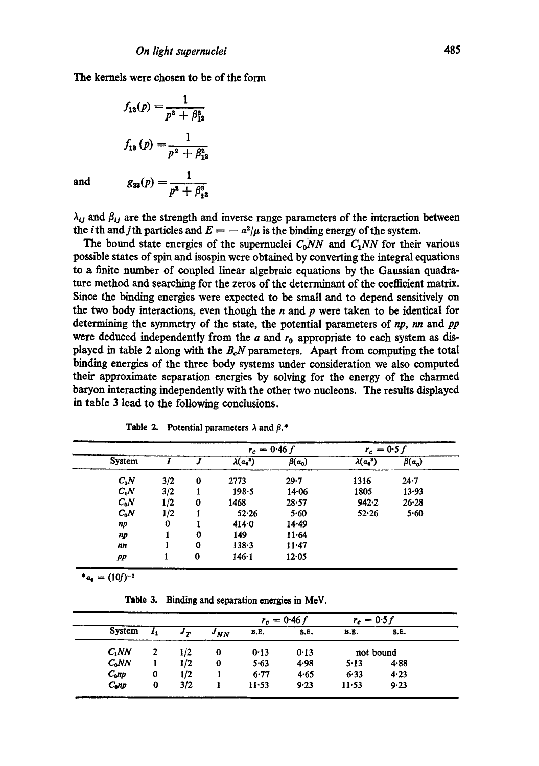The kernels were chosen to be of the form

$$f_{12}(p) = \frac{1}{p^2 + \beta_{12}^2}$$

$$f_{13}(p) = \frac{1}{p^2 + \beta_{12}^2}$$

and

$$g_{23}(p) = \frac{1}{p^2 + \beta_{23}^3}$$

$\lambda_{ij}$ and $\beta_{ij}$ are the strength and inverse range parameters of the interaction between the $i$th and $j$th particles and $E = -\alpha^2/\mu$ is the binding energy of the system.

The bound state energies of the supernuclei $C_0NN$ and $C_1NN$ for their various possible states of spin and isospin were obtained by converting the integral equations to a finite number of coupled linear algebraic equations by the Gaussian quadrature method and searching for the zeros of the determinant of the coefficient matrix. Since the binding energies were expected to be small and to depend sensitively on the two body interactions, even though the $n$ and $p$ were taken to be identical for determining the symmetry of the state, the potential parameters of $np$, $nn$ and $pp$ were deduced independently from the $a$ and $r_0$ appropriate to each system as displayed in table 2 along with the $B_cN$ parameters. Apart from computing the total binding energies of the three body systems under consideration we also computed their approximate separation energies by solving for the energy of the charmed baryon interacting independently with the other two nucleons. The results displayed in table 3 lead to the following conclusions.

**Table 2.** Potential parameters $\lambda$ and $\beta$.*

| System | $I$ | $J$ | $r_c = 0{\cdot}46\,f$ | | $r_c = 0{\cdot}5\,f$ | |
|---|---|---|---|---|---|---|
| | | | $\lambda(a_0^3)$ | $\beta(a_0)$ | $\lambda(a_0^3)$ | $\beta(a_0)$ |
| $C_1N$ | 3/2 | 0 | 2773 | 29·7 | 1316 | 24·7 |
| $C_1N$ | 3/2 | 1 | 198·5 | 14·06 | 1805 | 13·93 |
| $C_0N$ | 1/2 | 0 | 1468 | 28·57 | 942·2 | 26·28 |
| $C_0N$ | 1/2 | 1 | 52·26 | 5·60 | 52·26 | 5·60 |
| $np$ | 0 | 1 | 414·0 | 14·49 | | |
| $np$ | 1 | 0 | 149 | 11·64 | | |
| $nn$ | 1 | 0 | 138·3 | 11·47 | | |
| $pp$ | 1 | 0 | 146·1 | 12·05 | | |

*$a_0 = (10f)^{-1}$

**Table 3.** Binding and separation energies in MeV.

| System | $I_1$ | $J_T$ | $J_{NN}$ | $r_c = 0{\cdot}46\,f$ | | $r_c = 0{\cdot}5\,f$ | |
|---|---|---|---|---|---|---|---|
| | | | | B.E. | S.E. | B.E. | S.E. |
| $C_1NN$ | 2 | 1/2 | 0 | 0·13 | 0·13 | not bound | |
| $C_0NN$ | 1 | 1/2 | 0 | 5·63 | 4·98 | 5·13 | 4·88 |
| $C_0np$ | 0 | 1/2 | 1 | 6·77 | 4·65 | 6·33 | 4·23 |
| $C_0np$ | 0 | 3/2 | 1 | 11·53 | 9·23 | 11·53 | 9·23 |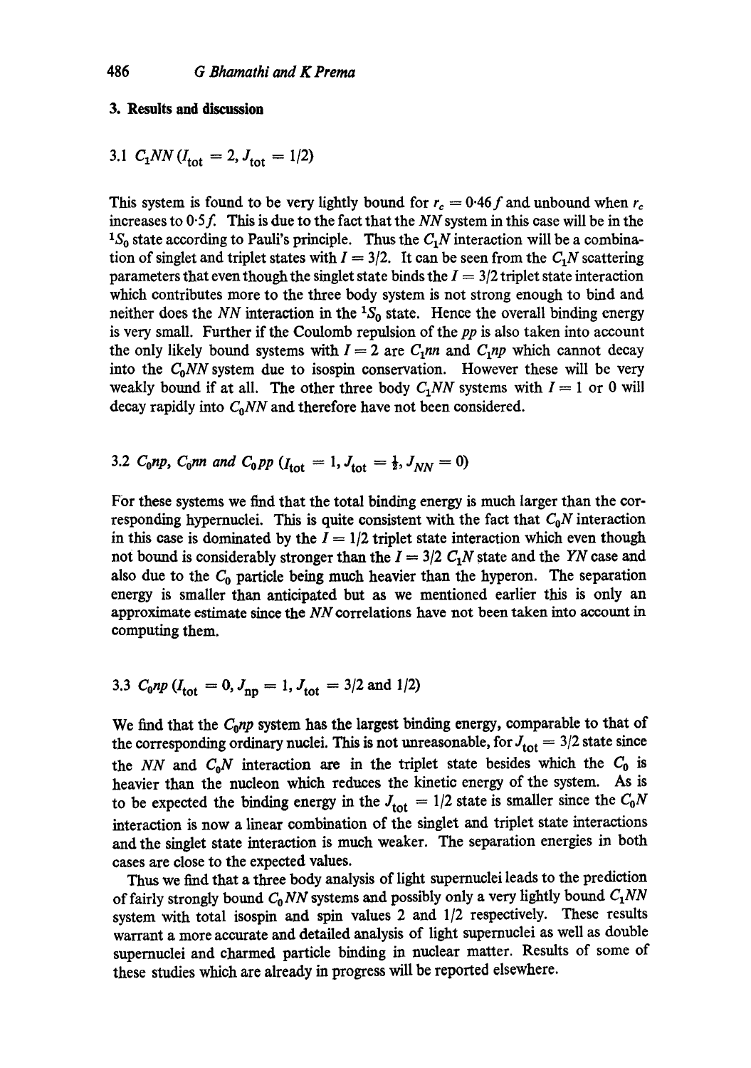## 3. Results and discussion

### 3.1 $C_1NN$ ($I_{tot} = 2, J_{tot} = 1/2$)

This system is found to be very lightly bound for $r_c = 0.46 f$ and unbound when $r_c$ increases to $0.5 f$. This is due to the fact that the $NN$ system in this case will be in the $^1S_0$ state according to Pauli's principle. Thus the $C_1N$ interaction will be a combination of singlet and triplet states with $I = 3/2$. It can be seen from the $C_1N$ scattering parameters that even though the singlet state binds the $I = 3/2$ triplet state interaction which contributes more to the three body system is not strong enough to bind and neither does the $NN$ interaction in the $^1S_0$ state. Hence the overall binding energy is very small. Further if the Coulomb repulsion of the $pp$ is also taken into account the only likely bound systems with $I = 2$ are $C_1nn$ and $C_1np$ which cannot decay into the $C_0NN$ system due to isospin conservation. However these will be very weakly bound if at all. The other three body $C_1NN$ systems with $I = 1$ or 0 will decay rapidly into $C_0NN$ and therefore have not been considered.

### 3.2 $C_0np$, $C_0nn$ and $C_0pp$ ($I_{tot} = 1, J_{tot} = \frac{1}{2}, J_{NN} = 0$)

For these systems we find that the total binding energy is much larger than the corresponding hypernuclei. This is quite consistent with the fact that $C_0N$ interaction in this case is dominated by the $I = 1/2$ triplet state interaction which even though not bound is considerably stronger than the $I = 3/2$ $C_1N$ state and the $YN$ case and also due to the $C_0$ particle being much heavier than the hyperon. The separation energy is smaller than anticipated but as we mentioned earlier this is only an approximate estimate since the $NN$ correlations have not been taken into account in computing them.

### 3.3 $C_0np$ ($I_{tot} = 0, J_{np} = 1, J_{tot} = 3/2$ and $1/2$)

We find that the $C_0np$ system has the largest binding energy, comparable to that of the corresponding ordinary nuclei. This is not unreasonable, for $J_{tot} = 3/2$ state since the $NN$ and $C_0N$ interaction are in the triplet state besides which the $C_0$ is heavier than the nucleon which reduces the kinetic energy of the system. As is to be expected the binding energy in the $J_{tot} = 1/2$ state is smaller since the $C_0N$ interaction is now a linear combination of the singlet and triplet state interactions and the singlet state interaction is much weaker. The separation energies in both cases are close to the expected values.

Thus we find that a three body analysis of light supernuclei leads to the prediction of fairly strongly bound $C_0NN$ systems and possibly only a very lightly bound $C_1NN$ system with total isospin and spin values 2 and 1/2 respectively. These results warrant a more accurate and detailed analysis of light supernuclei as well as double supernuclei and charmed particle binding in nuclear matter. Results of some of these studies which are already in progress will be reported elsewhere.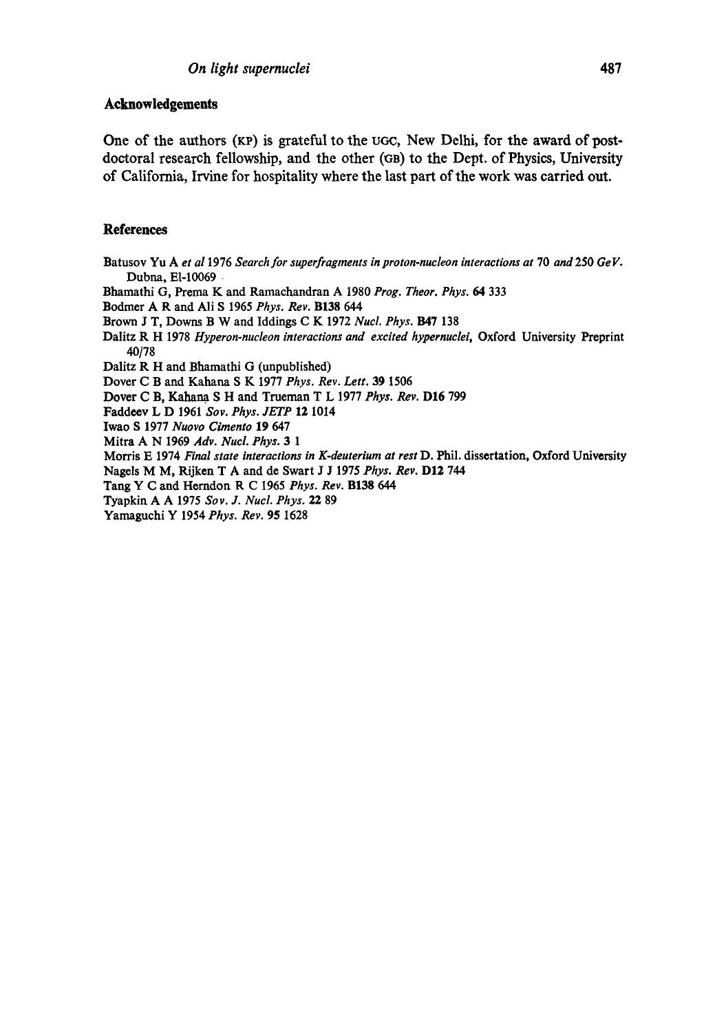## Acknowledgements

One of the authors (KP) is grateful to the UGC, New Delhi, for the award of post-doctoral research fellowship, and the other (GB) to the Dept. of Physics, University of California, Irvine for hospitality where the last part of the work was carried out.

## References

Batusov Yu A *et al* 1976 *Search for superfragments in proton-nucleon interactions at* 70 *and* 250 *GeV*. Dubna, El-10069

Bhamathi G, Prema K and Ramachandran A 1980 *Prog. Theor. Phys.* **64** 333

Bodmer A R and Ali S 1965 *Phys. Rev.* **B138** 644

Brown J T, Downs B W and Iddings C K 1972 *Nucl. Phys.* **B47** 138

Dalitz R H 1978 *Hyperon-nucleon interactions and excited hypernuclei*, Oxford University Preprint 40/78

Dalitz R H and Bhamathi G (unpublished)

Dover C B and Kahana S K 1977 *Phys. Rev. Lett.* **39** 1506

Dover C B, Kahana S H and Trueman T L 1977 *Phys. Rev.* **D16** 799

Faddeev L D 1961 *Sov. Phys. JETP* **12** 1014

Iwao S 1977 *Nuovo Cimento* **19** 647

Mitra A N 1969 *Adv. Nucl. Phys.* **3** 1

Morris E 1974 *Final state interactions in K-deuterium at rest* D. Phil. dissertation, Oxford University

Nagels M M, Rijken T A and de Swart J J 1975 *Phys. Rev.* **D12** 744

Tang Y C and Herndon R C 1965 *Phys. Rev.* **B138** 644

Tyapkin A A 1975 *Sov. J. Nucl. Phys.* **22** 89

Yamaguchi Y 1954 *Phys. Rev.* **95** 1628